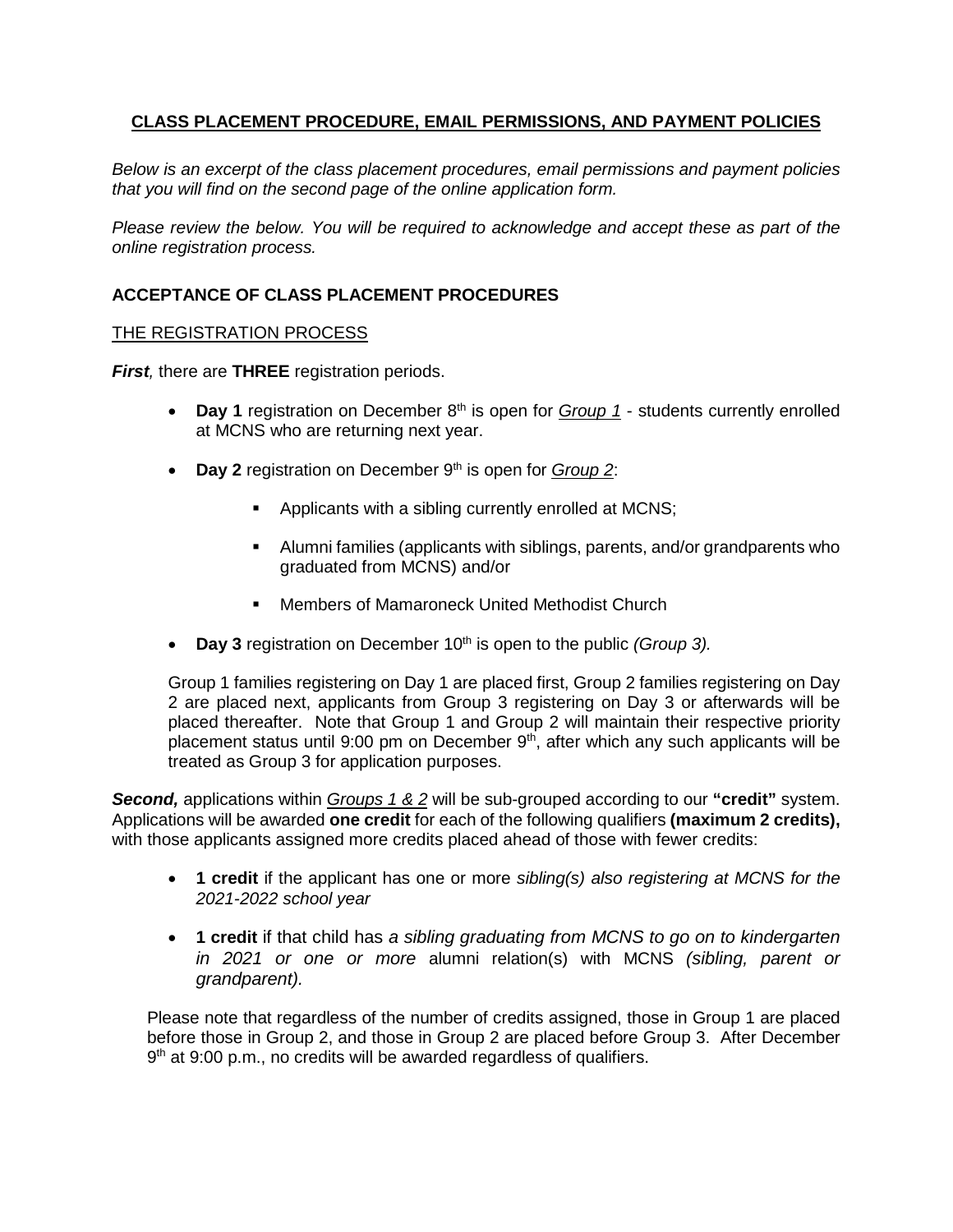# CLASS PLACEMENT PROCEDURE, EMAIL PERMISSIONS, AND PAYMENT POLICIES

*Below is an excerpt of the class placement procedures, email permissions and payment policies that you will find on the second page of the online application form.*

*Please review the below. You will be required to acknowledge and accept these as part of the online registration process.*

## ACCEPTANCE OF CLASS PLACEMENT PROCEDURES

### THE REGISTRATION PROCESS

***First**,* there are **THREE** registration periods.

- **Day 1** registration on December 8th is open for ***Group 1*** - students currently enrolled at MCNS who are returning next year.
- **Day 2** registration on December 9th is open for ***Group 2***:
  - Applicants with a sibling currently enrolled at MCNS;
  - Alumni families (applicants with siblings, parents, and/or grandparents who graduated from MCNS) and/or
  - Members of Mamaroneck United Methodist Church
- **Day 3** registration on December 10th is open to the public *(Group 3).*

Group 1 families registering on Day 1 are placed first, Group 2 families registering on Day 2 are placed next, applicants from Group 3 registering on Day 3 or afterwards will be placed thereafter. Note that Group 1 and Group 2 will maintain their respective priority placement status until 9:00 pm on December 9th, after which any such applicants will be treated as Group 3 for application purposes.

***Second,*** applications within ***Groups 1 & 2*** will be sub-grouped according to our **"credit"** system. Applications will be awarded **one credit** for each of the following qualifiers **(maximum 2 credits),** with those applicants assigned more credits placed ahead of those with fewer credits:

- **1 credit** if the applicant has one or more *sibling(s) also registering at MCNS for the 2021-2022 school year*
- **1 credit** if that child has *a sibling graduating from MCNS to go on to kindergarten in 2021 or one or more* alumni relation(s) with MCNS *(sibling, parent or grandparent).*

Please note that regardless of the number of credits assigned, those in Group 1 are placed before those in Group 2, and those in Group 2 are placed before Group 3. After December 9th at 9:00 p.m., no credits will be awarded regardless of qualifiers.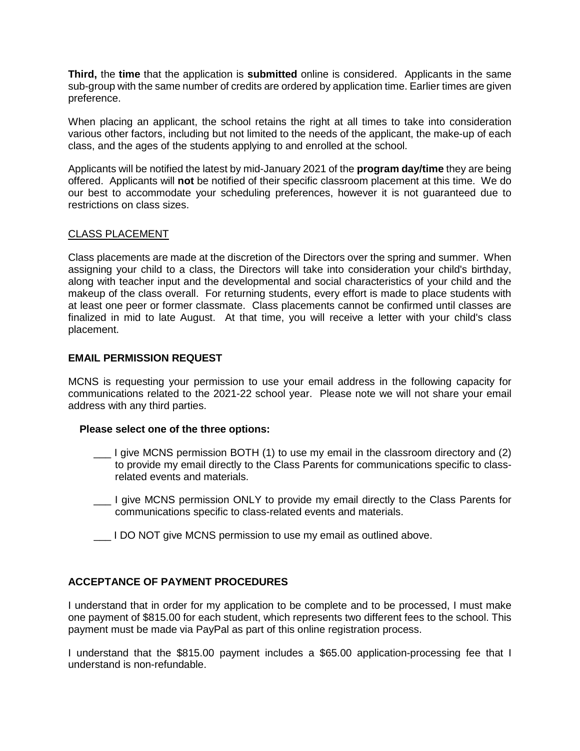**Third,** the **time** that the application is **submitted** online is considered. Applicants in the same sub-group with the same number of credits are ordered by application time. Earlier times are given preference.

When placing an applicant, the school retains the right at all times to take into consideration various other factors, including but not limited to the needs of the applicant, the make-up of each class, and the ages of the students applying to and enrolled at the school.

Applicants will be notified the latest by mid-January 2021 of the **program day/time** they are being offered. Applicants will **not** be notified of their specific classroom placement at this time. We do our best to accommodate your scheduling preferences, however it is not guaranteed due to restrictions on class sizes.

<u>CLASS PLACEMENT</u>

Class placements are made at the discretion of the Directors over the spring and summer. When assigning your child to a class, the Directors will take into consideration your child's birthday, along with teacher input and the developmental and social characteristics of your child and the makeup of the class overall. For returning students, every effort is made to place students with at least one peer or former classmate. Class placements cannot be confirmed until classes are finalized in mid to late August. At that time, you will receive a letter with your child's class placement.

**EMAIL PERMISSION REQUEST**

MCNS is requesting your permission to use your email address in the following capacity for communications related to the 2021-22 school year. Please note we will not share your email address with any third parties.

**Please select one of the three options:**

___ I give MCNS permission BOTH (1) to use my email in the classroom directory and (2) to provide my email directly to the Class Parents for communications specific to class-related events and materials.

___ I give MCNS permission ONLY to provide my email directly to the Class Parents for communications specific to class-related events and materials.

___ I DO NOT give MCNS permission to use my email as outlined above.

**ACCEPTANCE OF PAYMENT PROCEDURES**

I understand that in order for my application to be complete and to be processed, I must make one payment of $815.00 for each student, which represents two different fees to the school. This payment must be made via PayPal as part of this online registration process.

I understand that the $815.00 payment includes a $65.00 application-processing fee that I understand is non-refundable.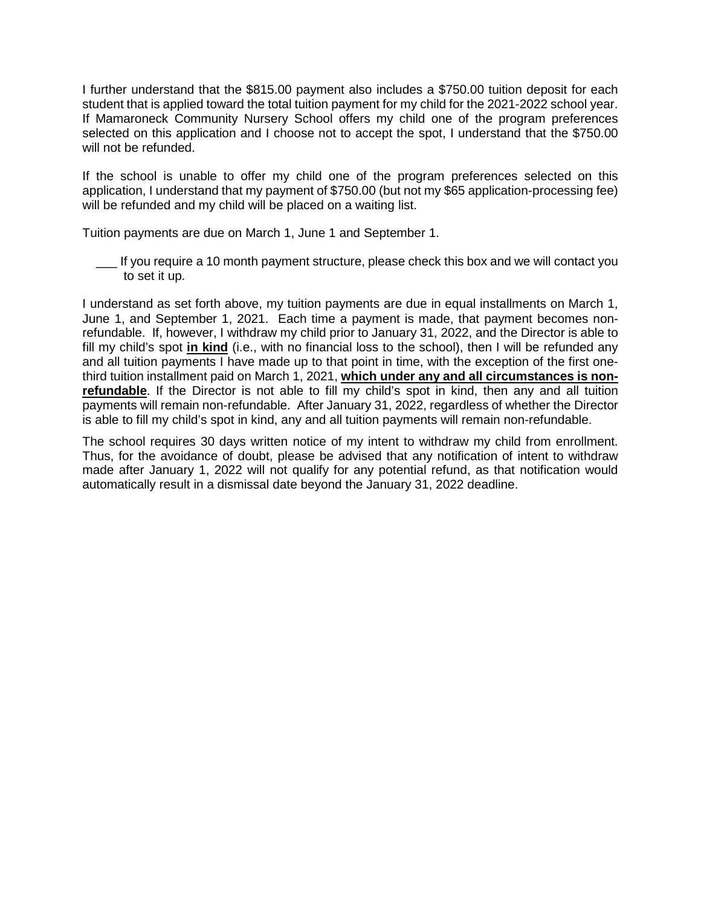I further understand that the $815.00 payment also includes a $750.00 tuition deposit for each student that is applied toward the total tuition payment for my child for the 2021-2022 school year. If Mamaroneck Community Nursery School offers my child one of the program preferences selected on this application and I choose not to accept the spot, I understand that the $750.00 will not be refunded.

If the school is unable to offer my child one of the program preferences selected on this application, I understand that my payment of $750.00 (but not my $65 application-processing fee) will be refunded and my child will be placed on a waiting list.

Tuition payments are due on March 1, June 1 and September 1.

___ If you require a 10 month payment structure, please check this box and we will contact you to set it up.

I understand as set forth above, my tuition payments are due in equal installments on March 1, June 1, and September 1, 2021. Each time a payment is made, that payment becomes non-refundable. If, however, I withdraw my child prior to January 31, 2022, and the Director is able to fill my child's spot **in kind** (i.e., with no financial loss to the school), then I will be refunded any and all tuition payments I have made up to that point in time, with the exception of the first one-third tuition installment paid on March 1, 2021, **which under any and all circumstances is non-refundable**. If the Director is not able to fill my child's spot in kind, then any and all tuition payments will remain non-refundable. After January 31, 2022, regardless of whether the Director is able to fill my child's spot in kind, any and all tuition payments will remain non-refundable.

The school requires 30 days written notice of my intent to withdraw my child from enrollment. Thus, for the avoidance of doubt, please be advised that any notification of intent to withdraw made after January 1, 2022 will not qualify for any potential refund, as that notification would automatically result in a dismissal date beyond the January 31, 2022 deadline.